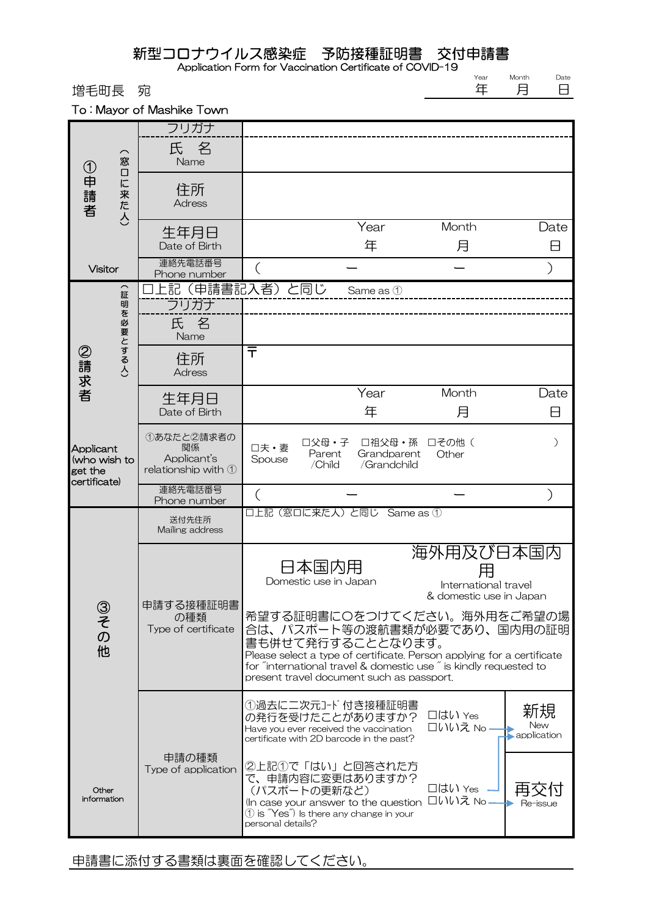# 新型コロナウイルス感染症　予防接種証明書　交付申請書

Application Form for Vaccination Certificate of COVID-19

| Year | Month | Date |
|---|---|---|
| 年 | 月 | 日 |

増毛町長　宛

To : Mayor of Mashike Town

| | | |
|---|---|---|
| ①申請者（窓口に来た人） Visitor | フリガナ | |
| | 氏　名 Name | |
| | 住所 Adress | |
| | 生年月日 Date of Birth | Year 年　Month 月　Date 日 |
| | 連絡先電話番号 Phone number | （　　ー　　ー　　） |
| ②請求者（証明を必要とする人） Applicant (who wish to get the certificate) | □上記（申請書記入者）と同じ　Same as ① | |
| | フリガナ | |
| | 氏　名 Name | |
| | 住所 Adress | 〒 |
| | 生年月日 Date of Birth | Year 年　Month 月　Date 日 |
| | ①あなたと②請求者の関係 Applicant's relationship with ① | □夫・妻 Spouse　□父母・子 Parent /Child　□祖父母・孫 Grandparent /Grandchild　□その他（　　） Other |
| | 連絡先電話番号 Phone number | （　　ー　　ー　　） |
| ③その他 Other information | 送付先住所 Mailing address | □上記（窓口に来た人）と同じ　Same as ① |
| | 申請する接種証明書の種類 Type of certificate | 日本国内用 Domestic use in Japan　／　海外用及び日本国内用 International travel & domestic use in Japan<br>希望する証明書に○をつけてください。海外用をご希望の場合は、パスポート等の渡航書類が必要であり、国内用の証明書も併せて発行することとなります。<br>Please select a type of certificate. Person applying for a certificate for "international travel & domestic use" is kindly requested to present travel document such as passport. |
| | 申請の種類 Type of application | ①過去に二次元ｺｰﾄﾞ付き接種証明書の発行を受けたことがありますか？ Have you ever received the vaccination certificate with 2D barcode in the past?　□はい Yes（→②へ）　□いいえ No → 新規 New application<br>②上記①で「はい」と回答された方で、申請内容に変更はありますか？（パスポートの更新など） (In case your answer to the question ① is "Yes") Is there any change in your personal details?　□はい Yes → 新規 New application　□いいえ No → 再交付 Re-issue |

申請書に添付する書類は裏面を確認してください。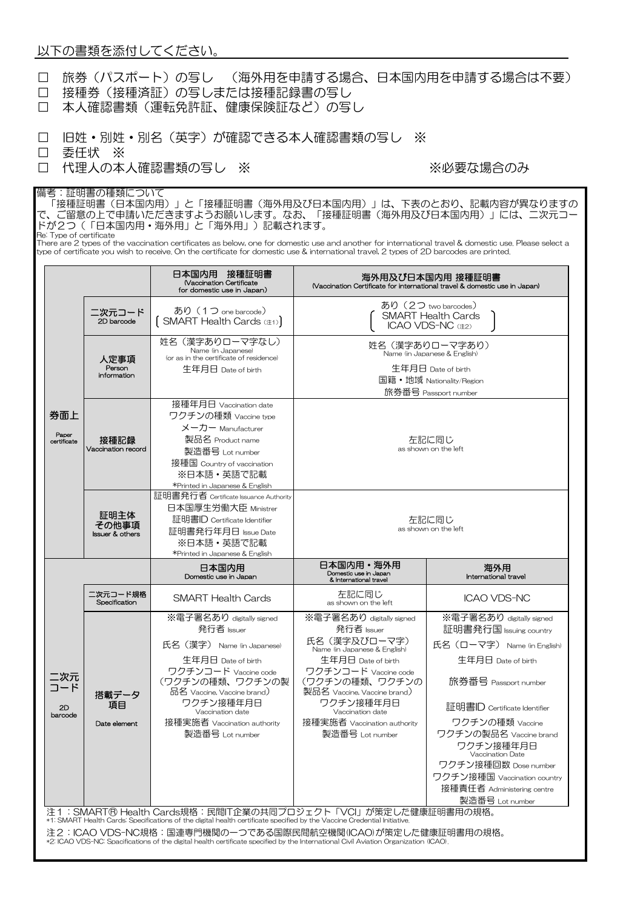以下の書類を添付してください。

- □ 旅券（パスポート）の写し　（海外用を申請する場合、日本国内用を申請する場合は不要）
- □ 接種券（接種済証）の写しまたは接種記録書の写し
- □ 本人確認書類（運転免許証、健康保険証など）の写し

- □ 旧姓・別姓・別名（英字）が確認できる本人確認書類の写し　※
- □ 委任状　※
- □ 代理人の本人確認書類の写し　※　　　　　　　　　　　　　　※必要な場合のみ

備考：証明書の種類について
「接種証明書（日本国内用）」と「接種証明書（海外用及び日本国内用）」は、下表のとおり、記載内容が異なりますので、ご留意の上で申請いただきますようお願いします。なお、「接種証明書（海外用及び日本国内用）」には、二次元コードが2つ（「日本国内用・海外用」と「海外用」）記載されます。
Re: Type of certificate
There are 2 types of the vaccination certificates as below, one for domestic use and another for international travel & domestic use. Please select a type of certificate you wish to receive. On the certificate for domestic use & international travel, 2 types of 2D barcodes are printed.

| | | 日本国内用　接種証明書 (Vaccination Certificate for domestic use in Japan) | 海外用及び日本国内用 接種証明書 (Vaccination Certificate for international travel & domestic use in Japan) | |
|---|---|---|---|---|
| 券面上 Paper certificate | 二次元コード 2D barcode | あり（1つ one barcode）［SMART Health Cards（注1）］ | あり（2つ two barcodes）［SMART Health Cards ICAO VDS-NC（注2）］ | |
| | 人定事項 Person information | 姓名（漢字ありローマ字なし）Name (in Japanese) (or as in the certificate of residence)<br>生年月日 Date of birth | 姓名（漢字ありローマ字あり）Name (in Japanese & English)<br>生年月日 Date of birth<br>国籍・地域 Nationality/Region<br>旅券番号 Passport number | |
| | 接種記録 Vaccination record | 接種年月日 Vaccination date<br>ワクチンの種類 Vaccine type<br>メーカー Manufacturer<br>製品名 Product name<br>製造番号 Lot number<br>接種国 Country of vaccination<br>※日本語・英語で記載 *Printed in Japanese & English | 左記に同じ as shown on the left | |
| | 証明主体その他事項 Issuer & others | 証明書発行者 Certificate Issuance Authority<br>日本国厚生労働大臣 Ministrer<br>証明書ID Certificate Identifier<br>証明書発行年月日 Issue Date<br>※日本語・英語で記載 *Printed in Japanese & English | 左記に同じ as shown on the left | |
| 二次元コード 2D barcode | | 日本国内用 Domestic use in Japan | 日本国内用・海外用 Domestic use in Japan & International travel | 海外用 International travel |
| | 二次元コード規格 Specification | SMART Health Cards | 左記に同じ as shown on the left | ICAO VDS-NC |
| | 搭載データ項目 Date element | ※電子署名あり digitally signed<br>発行者 Issuer<br>氏名（漢字） Name (in Japanese)<br>生年月日 Date of birth<br>ワクチンコード Vaccine code（ワクチンの種類、ワクチンの製品名 Vaccine, Vaccine brand）<br>ワクチン接種年月日 Vaccination date<br>接種実施者 Vaccination authority<br>製造番号 Lot number | ※電子署名あり digitally signed<br>発行者 Issuer<br>氏名（漢字及びローマ字） Name (in Japanese & English)<br>生年月日 Date of birth<br>ワクチンコード Vaccine code（ワクチンの種類、ワクチンの製品名 Vaccine, Vaccine brand）<br>ワクチン接種年月日 Vaccination date<br>接種実施者 Vaccination authority<br>製造番号 Lot number | ※電子署名あり digitally signed<br>証明書発行国 Issuing country<br>氏名（ローマ字） Name (in English)<br>生年月日 Date of birth<br>旅券番号 Passport number<br>証明書ID Certificate Identifier<br>ワクチンの種類 Vaccine<br>ワクチンの製品名 Vaccine brand<br>ワクチン接種年月日 Vaccination Date<br>ワクチン接種回数 Dose number<br>ワクチン接種国 Vaccination country<br>接種責任者 Administering centre<br>製造番号 Lot number |

注1：SMART® Health Cards規格：民間IT企業の共同プロジェクト「VCI」が策定した健康証明書用の規格。
*1: SMART Health Cards: Specifications of the digital health certificate specified by the Vaccine Credential Initiative.

注2：ICAO VDS-NC規格：国連専門機関の一つである国際民間航空機関(ICAO)が策定した健康証明書用の規格。
*2: ICAO VDS-NC: Spacifications of the digital health certificate specified by the International Civil Aviation Organization (ICAO).